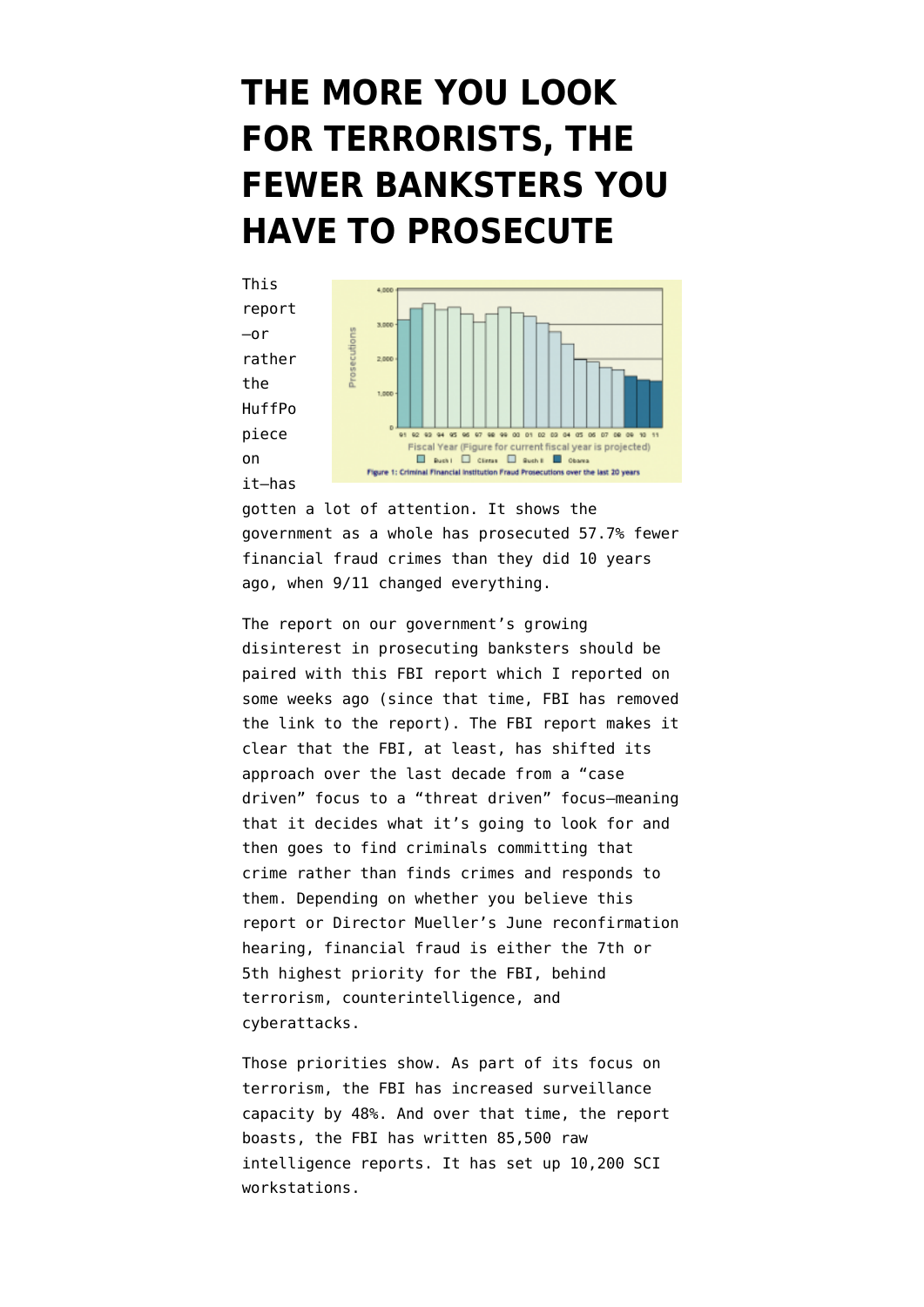# THE MORE YOU LOOK FOR TERRORISTS, THE FEWER BANKSTERS YOU HAVE TO PROSECUTE

This report—or rather the HuffPo piece on it—has gotten a lot of attention. It shows the government as a whole has prosecuted 57.7% fewer financial fraud crimes than they did 10 years ago, when 9/11 changed everything.

Figure 1: Criminal Financial Institution Fraud Prosecutions over the last 20 years

The report on our government's growing disinterest in prosecuting banksters should be paired with this FBI report which I reported on some weeks ago (since that time, FBI has removed the link to the report). The FBI report makes it clear that the FBI, at least, has shifted its approach over the last decade from a "case driven" focus to a "threat driven" focus—meaning that it decides what it's going to look for and then goes to find criminals committing that crime rather than finds crimes and responds to them. Depending on whether you believe this report or Director Mueller's June reconfirmation hearing, financial fraud is either the 7th or 5th highest priority for the FBI, behind terrorism, counterintelligence, and cyberattacks.

Those priorities show. As part of its focus on terrorism, the FBI has increased surveillance capacity by 48%. And over that time, the report boasts, the FBI has written 85,500 raw intelligence reports. It has set up 10,200 SCI workstations.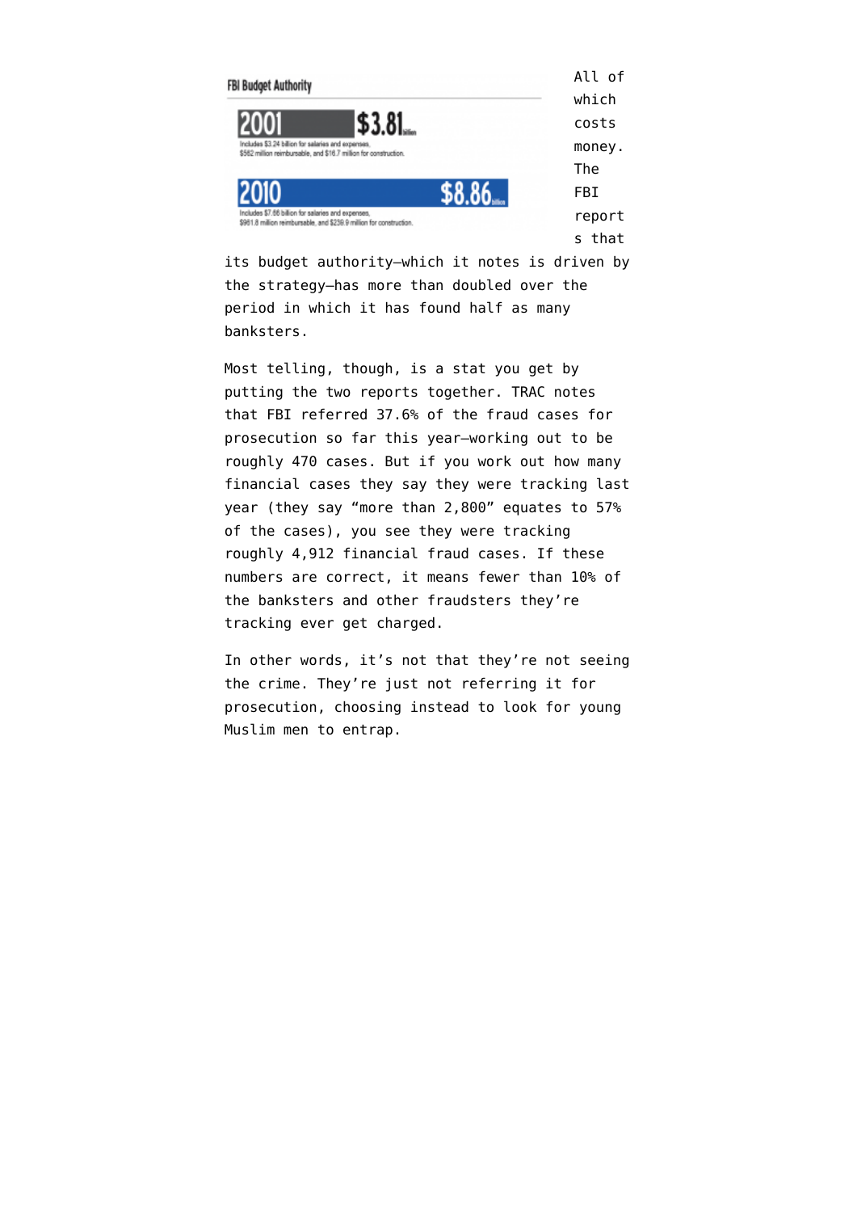FBI Budget Authority

2001 $3.81 billion

Includes $3.24 billion for salaries and expenses, $562 million reimbursable, and $16.7 million for construction.

2010 $8.86 billion

Includes $7.66 billion for salaries and expenses, $961.8 million reimbursable, and $239.9 million for construction.

All of which costs money. The FBI reports that its budget authority–which it notes is driven by the strategy–has more than doubled over the period in which it has found half as many banksters.

Most telling, though, is a stat you get by putting the two reports together. TRAC notes that FBI referred 37.6% of the fraud cases for prosecution so far this year–working out to be roughly 470 cases. But if you work out how many financial cases they say they were tracking last year (they say "more than 2,800" equates to 57% of the cases), you see they were tracking roughly 4,912 financial fraud cases. If these numbers are correct, it means fewer than 10% of the banksters and other fraudsters they're tracking ever get charged.

In other words, it's not that they're not seeing the crime. They're just not referring it for prosecution, choosing instead to look for young Muslim men to entrap.